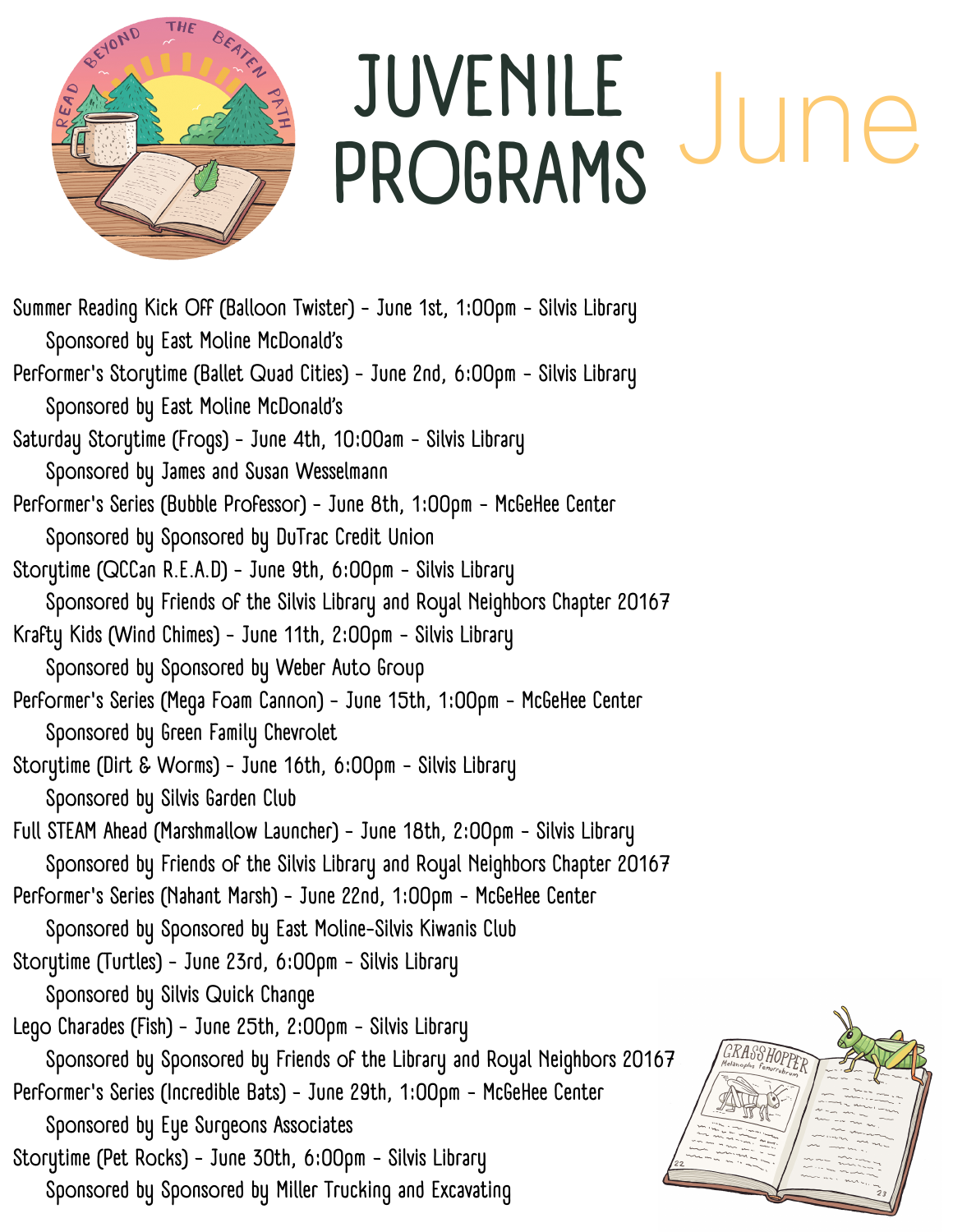# JUVENILE PROGRAMS June

Summer Reading Kick Off (Balloon Twister) - June 1st, 1:00pm - Silvis Library
Sponsored by East Moline McDonald's

Performer's Storytime (Ballet Quad Cities) - June 2nd, 6:00pm - Silvis Library
Sponsored by East Moline McDonald's

Saturday Storytime (Frogs) - June 4th, 10:00am - Silvis Library
Sponsored by James and Susan Wesselmann

Performer's Series (Bubble Professor) - June 8th, 1:00pm - McGeHee Center
Sponsored by Sponsored by DuTrac Credit Union

Storytime (QCCan R.E.A.D) - June 9th, 6:00pm - Silvis Library
Sponsored by Friends of the Silvis Library and Royal Neighbors Chapter 20167

Krafty Kids (Wind Chimes) - June 11th, 2:00pm - Silvis Library
Sponsored by Sponsored by Weber Auto Group

Performer's Series (Mega Foam Cannon) - June 15th, 1:00pm - McGeHee Center
Sponsored by Green Family Chevrolet

Storytime (Dirt & Worms) - June 16th, 6:00pm - Silvis Library
Sponsored by Silvis Garden Club

Full STEAM Ahead (Marshmallow Launcher) - June 18th, 2:00pm - Silvis Library
Sponsored by Friends of the Silvis Library and Royal Neighbors Chapter 20167

Performer's Series (Nahant Marsh) - June 22nd, 1:00pm - McGeHee Center
Sponsored by Sponsored by East Moline-Silvis Kiwanis Club

Storytime (Turtles) - June 23rd, 6:00pm - Silvis Library
Sponsored by Silvis Quick Change

Lego Charades (Fish) - June 25th, 2:00pm - Silvis Library
Sponsored by Sponsored by Friends of the Library and Royal Neighbors 20167

Performer's Series (Incredible Bats) - June 29th, 1:00pm - McGeHee Center
Sponsored by Eye Surgeons Associates

Storytime (Pet Rocks) - June 30th, 6:00pm - Silvis Library
Sponsored by Sponsored by Miller Trucking and Excavating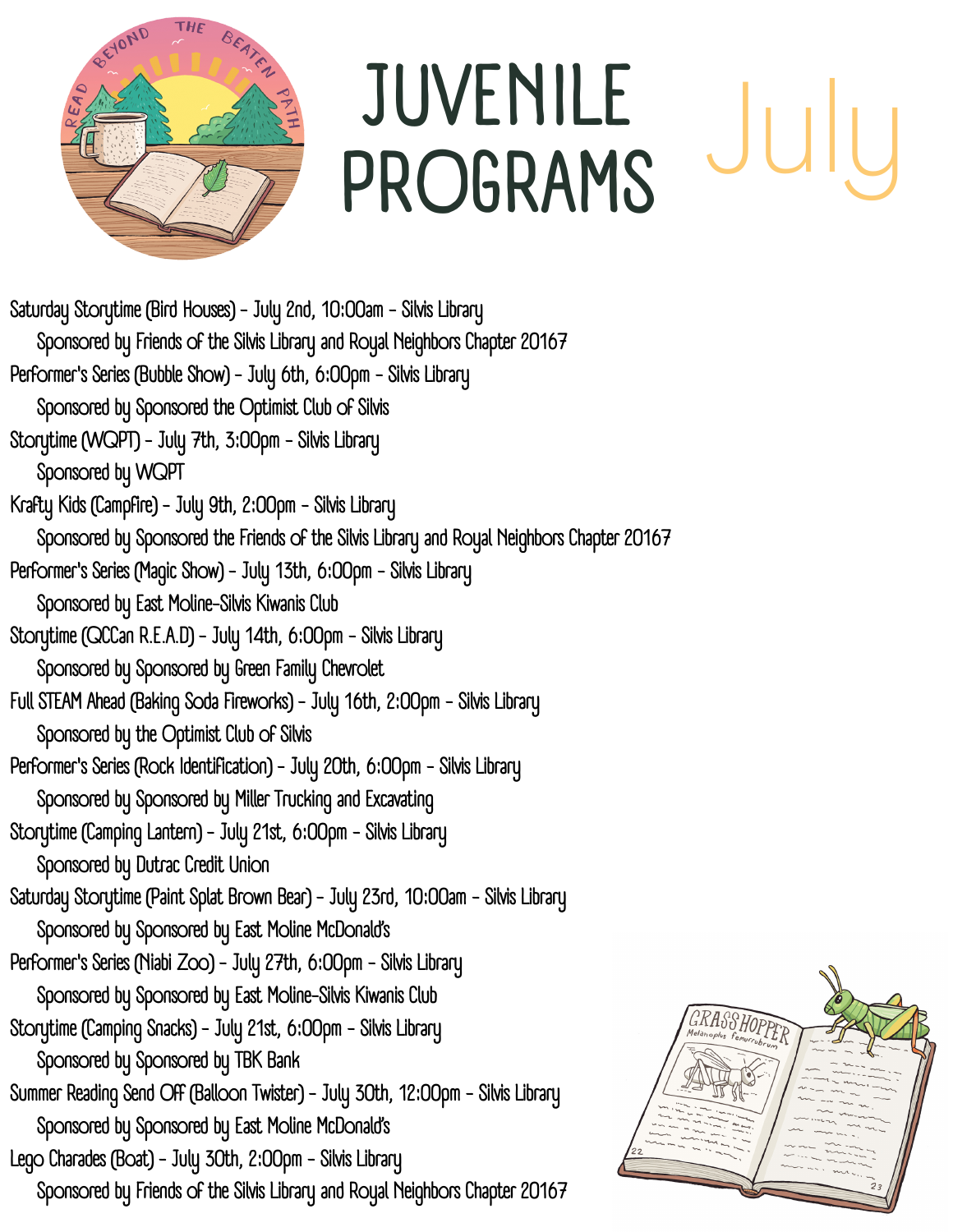# JUVENILE PROGRAMS July

Saturday Storytime (Bird Houses) - July 2nd, 10:00am - Silvis Library

Sponsored by Friends of the Silvis Library and Royal Neighbors Chapter 20167

Performer's Series (Bubble Show) - July 6th, 6:00pm - Silvis Library

Sponsored by Sponsored the Optimist Club of Silvis

Storytime (WQPT) - July 7th, 3:00pm - Silvis Library

Sponsored by WQPT

Krafty Kids (Campfire) - July 9th, 2:00pm - Silvis Library

Sponsored by Sponsored the Friends of the Silvis Library and Royal Neighbors Chapter 20167

Performer's Series (Magic Show) - July 13th, 6:00pm - Silvis Library

Sponsored by East Moline-Silvis Kiwanis Club

Storytime (QCCan R.E.A.D) - July 14th, 6:00pm - Silvis Library

Sponsored by Sponsored by Green Family Chevrolet

Full STEAM Ahead (Baking Soda Fireworks) - July 16th, 2:00pm - Silvis Library

Sponsored by the Optimist Club of Silvis

Performer's Series (Rock Identification) - July 20th, 6:00pm - Silvis Library

Sponsored by Sponsored by Miller Trucking and Excavating

Storytime (Camping Lantern) - July 21st, 6:00pm - Silvis Library

Sponsored by Dutrac Credit Union

Saturday Storytime (Paint Splat Brown Bear) - July 23rd, 10:00am - Silvis Library

Sponsored by Sponsored by East Moline McDonald's

Performer's Series (Niabi Zoo) - July 27th, 6:00pm - Silvis Library

Sponsored by Sponsored by East Moline-Silvis Kiwanis Club

Storytime (Camping Snacks) - July 21st, 6:00pm - Silvis Library

Sponsored by Sponsored by TBK Bank

Summer Reading Send Off (Balloon Twister) - July 30th, 12:00pm - Silvis Library

Sponsored by Sponsored by East Moline McDonald's

Lego Charades (Boat) - July 30th, 2:00pm - Silvis Library

Sponsored by Friends of the Silvis Library and Royal Neighbors Chapter 20167